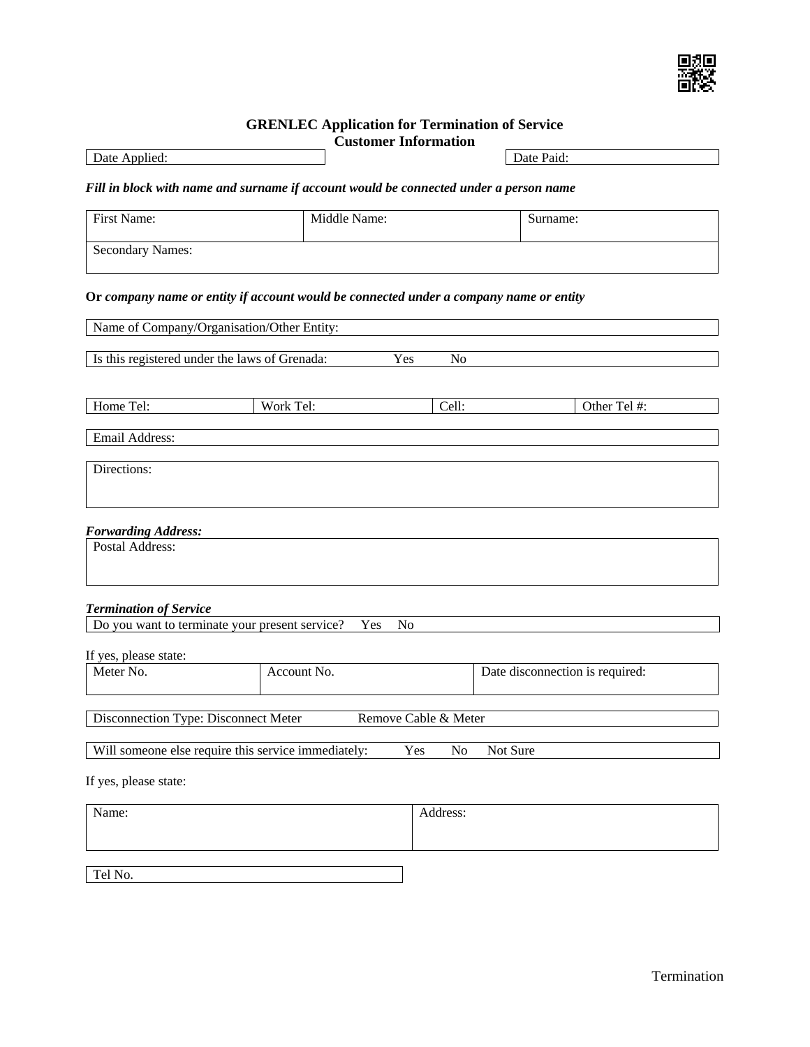# GRENLEC Application for Termination of Service

## Customer Information

| Date Applied: | Date Paid: |
|---|---|

***Fill in block with name and surname if account would be connected under a person name***

| First Name: | Middle Name: | Surname: |
|---|---|---|
| Secondary Names: | | |

**Or** ***company name or entity if account would be connected under a company name or entity***

| Name of Company/Organisation/Other Entity: |
|---|

| Is this registered under the laws of Grenada: Yes No |
|---|

| Home Tel: | Work Tel: | Cell: | Other Tel #: |
|---|---|---|---|

| Email Address: |
|---|

| Directions: |
|---|

***Forwarding Address:***

| Postal Address: |
|---|

***Termination of Service***

| Do you want to terminate your present service? Yes No |
|---|

If yes, please state:

| Meter No. | Account No. | Date disconnection is required: |
|---|---|---|

| Disconnection Type: Disconnect Meter Remove Cable & Meter |
|---|

| Will someone else require this service immediately: Yes No Not Sure |
|---|

If yes, please state:

| Name: | Address: |
|---|---|

| Tel No. |
|---|

Termination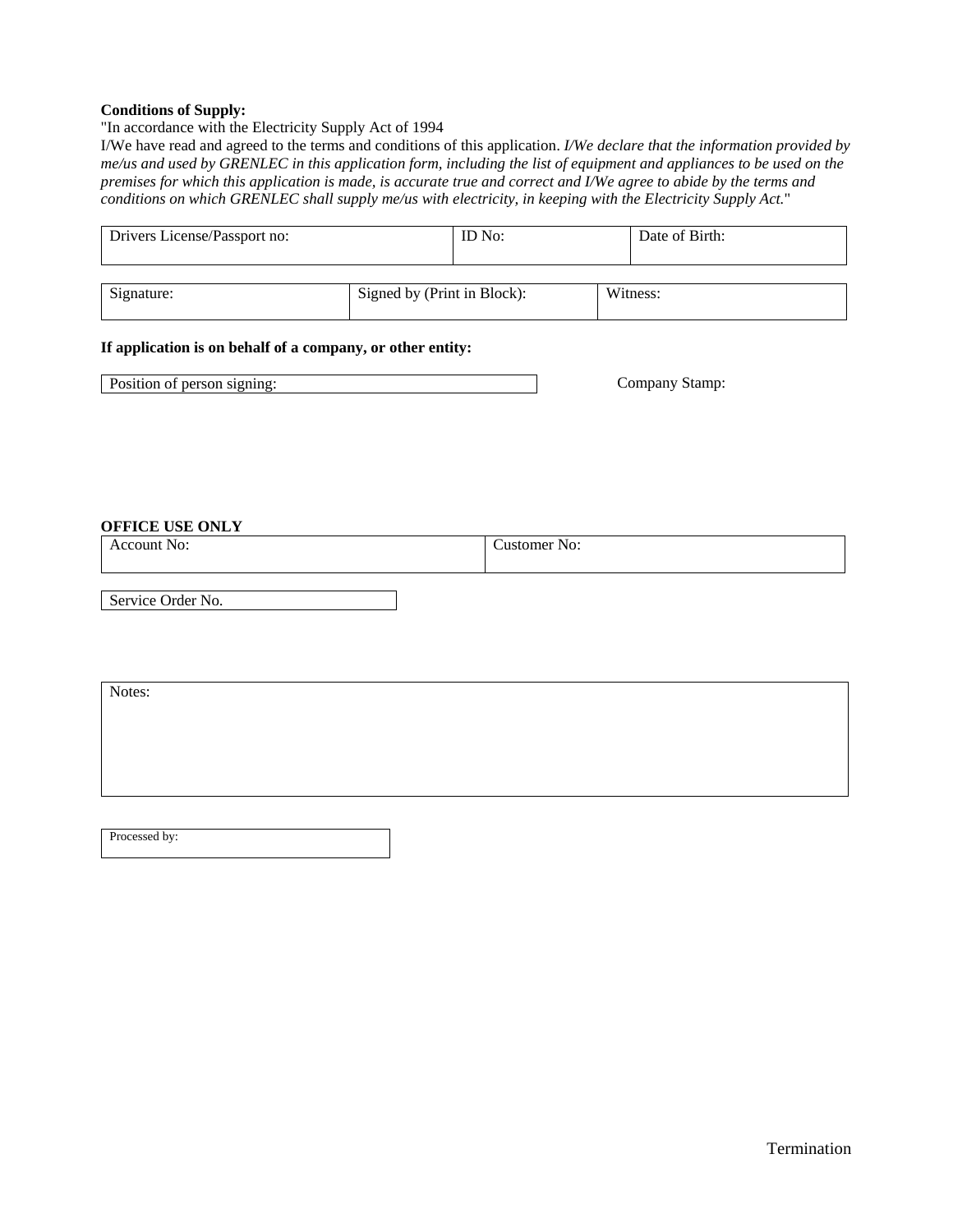**Conditions of Supply:**
"In accordance with the Electricity Supply Act of 1994
I/We have read and agreed to the terms and conditions of this application. *I/We declare that the information provided by me/us and used by GRENLEC in this application form, including the list of equipment and appliances to be used on the premises for which this application is made, is accurate true and correct and I/We agree to abide by the terms and conditions on which GRENLEC shall supply me/us with electricity, in keeping with the Electricity Supply Act.*"

| Drivers License/Passport no: | ID No: | Date of Birth: |
|---|---|---|

| Signature: | Signed by (Print in Block): | Witness: |
|---|---|---|

**If application is on behalf of a company, or other entity:**

| Position of person signing: |
|---|

Company Stamp:

**OFFICE USE ONLY**

| Account No: | Customer No: |
|---|---|

| Service Order No. |
|---|

| Notes: |
|---|

| Processed by: |
|---|

Termination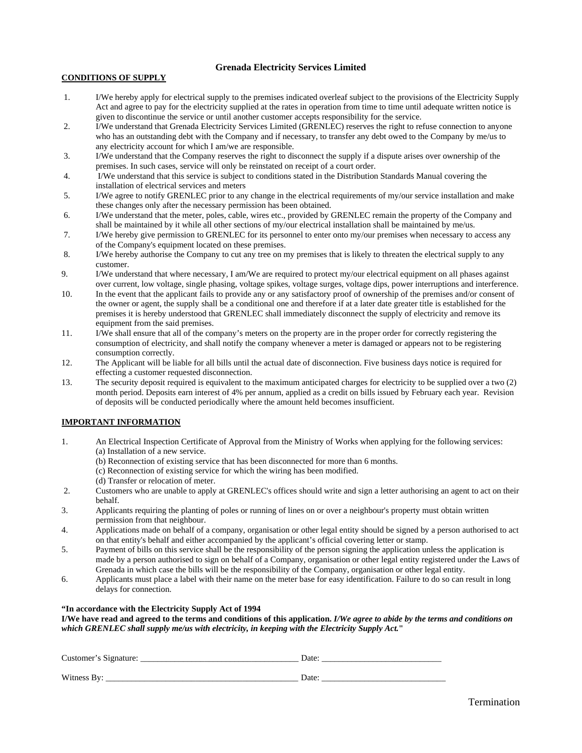# Grenada Electricity Services Limited

**CONDITIONS OF SUPPLY**

1. I/We hereby apply for electrical supply to the premises indicated overleaf subject to the provisions of the Electricity Supply Act and agree to pay for the electricity supplied at the rates in operation from time to time until adequate written notice is given to discontinue the service or until another customer accepts responsibility for the service.
2. I/We understand that Grenada Electricity Services Limited (GRENLEC) reserves the right to refuse connection to anyone who has an outstanding debt with the Company and if necessary, to transfer any debt owed to the Company by me/us to any electricity account for which I am/we are responsible.
3. I/We understand that the Company reserves the right to disconnect the supply if a dispute arises over ownership of the premises. In such cases, service will only be reinstated on receipt of a court order.
4. I/We understand that this service is subject to conditions stated in the Distribution Standards Manual covering the installation of electrical services and meters
5. I/We agree to notify GRENLEC prior to any change in the electrical requirements of my/our service installation and make these changes only after the necessary permission has been obtained.
6. I/We understand that the meter, poles, cable, wires etc., provided by GRENLEC remain the property of the Company and shall be maintained by it while all other sections of my/our electrical installation shall be maintained by me/us.
7. I/We hereby give permission to GRENLEC for its personnel to enter onto my/our premises when necessary to access any of the Company's equipment located on these premises.
8. I/We hereby authorise the Company to cut any tree on my premises that is likely to threaten the electrical supply to any customer.
9. I/We understand that where necessary, I am/We are required to protect my/our electrical equipment on all phases against over current, low voltage, single phasing, voltage spikes, voltage surges, voltage dips, power interruptions and interference.
10. In the event that the applicant fails to provide any or any satisfactory proof of ownership of the premises and/or consent of the owner or agent, the supply shall be a conditional one and therefore if at a later date greater title is established for the premises it is hereby understood that GRENLEC shall immediately disconnect the supply of electricity and remove its equipment from the said premises.
11. I/We shall ensure that all of the company's meters on the property are in the proper order for correctly registering the consumption of electricity, and shall notify the company whenever a meter is damaged or appears not to be registering consumption correctly.
12. The Applicant will be liable for all bills until the actual date of disconnection. Five business days notice is required for effecting a customer requested disconnection.
13. The security deposit required is equivalent to the maximum anticipated charges for electricity to be supplied over a two (2) month period. Deposits earn interest of 4% per annum, applied as a credit on bills issued by February each year. Revision of deposits will be conducted periodically where the amount held becomes insufficient.

**IMPORTANT INFORMATION**

1. An Electrical Inspection Certificate of Approval from the Ministry of Works when applying for the following services:
   (a) Installation of a new service.
   (b) Reconnection of existing service that has been disconnected for more than 6 months.
   (c) Reconnection of existing service for which the wiring has been modified.
   (d) Transfer or relocation of meter.
2. Customers who are unable to apply at GRENLEC's offices should write and sign a letter authorising an agent to act on their behalf.
3. Applicants requiring the planting of poles or running of lines on or over a neighbour's property must obtain written permission from that neighbour.
4. Applications made on behalf of a company, organisation or other legal entity should be signed by a person authorised to act on that entity's behalf and either accompanied by the applicant's official covering letter or stamp.
5. Payment of bills on this service shall be the responsibility of the person signing the application unless the application is made by a person authorised to sign on behalf of a Company, organisation or other legal entity registered under the Laws of Grenada in which case the bills will be the responsibility of the Company, organisation or other legal entity.
6. Applicants must place a label with their name on the meter base for easy identification. Failure to do so can result in long delays for connection.

**"In accordance with the Electricity Supply Act of 1994**
**I/We have read and agreed to the terms and conditions of this application.** ***I/We agree to abide by the terms and conditions on which GRENLEC shall supply me/us with electricity, in keeping with the Electricity Supply Act.*****"**

Customer's Signature: ______________________________________ Date: ____________________________

Witness By: ______________________________________________ Date: _____________________________

Termination